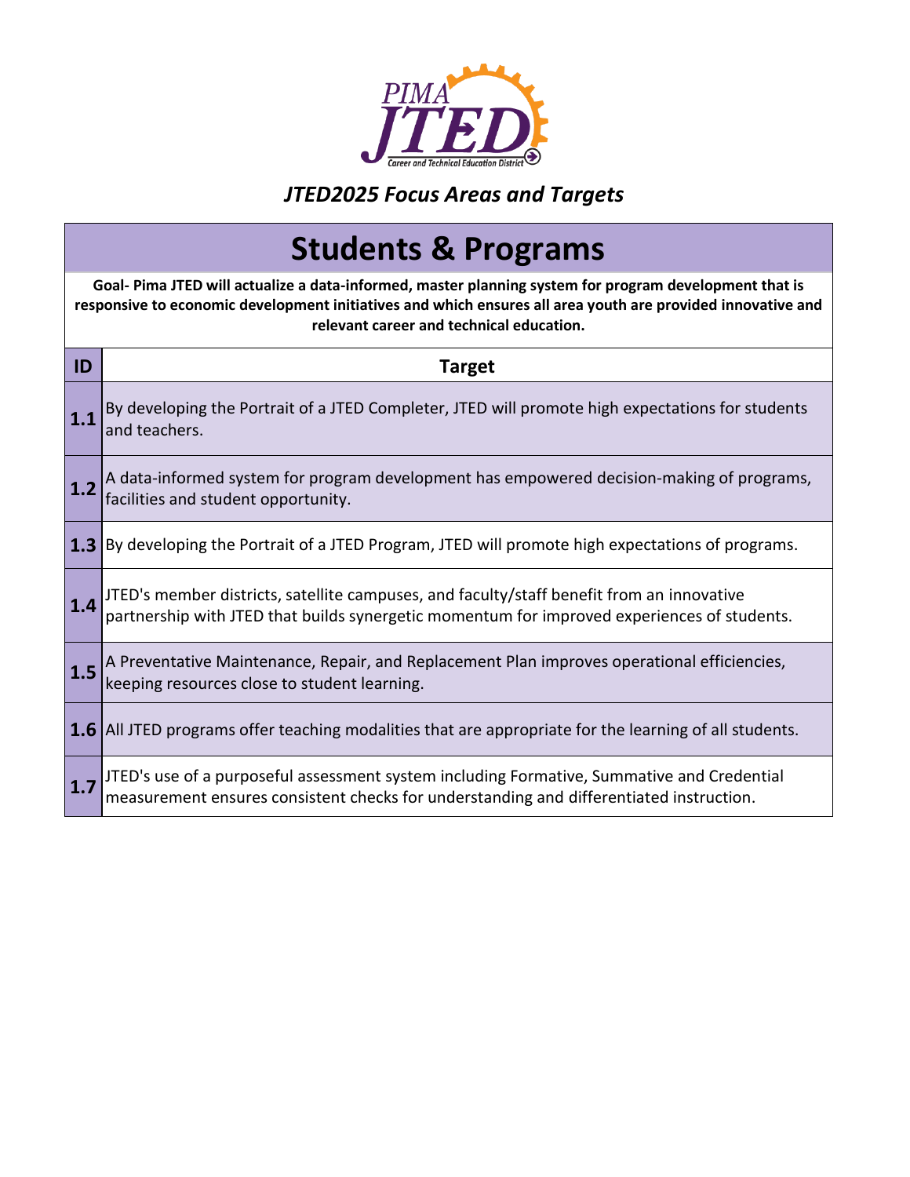PIMA JTED Career and Technical Education District

## *JTED2025 Focus Areas and Targets*

# Students & Programs

**Goal- Pima JTED will actualize a data-informed, master planning system for program development that is responsive to economic development initiatives and which ensures all area youth are provided innovative and relevant career and technical education.**

| ID | Target |
|---|---|
| **1.1** | By developing the Portrait of a JTED Completer, JTED will promote high expectations for students and teachers. |
| **1.2** | A data-informed system for program development has empowered decision-making of programs, facilities and student opportunity. |
| **1.3** | By developing the Portrait of a JTED Program, JTED will promote high expectations of programs. |
| **1.4** | JTED's member districts, satellite campuses, and faculty/staff benefit from an innovative partnership with JTED that builds synergetic momentum for improved experiences of students. |
| **1.5** | A Preventative Maintenance, Repair, and Replacement Plan improves operational efficiencies, keeping resources close to student learning. |
| **1.6** | All JTED programs offer teaching modalities that are appropriate for the learning of all students. |
| **1.7** | JTED's use of a purposeful assessment system including Formative, Summative and Credential measurement ensures consistent checks for understanding and differentiated instruction. |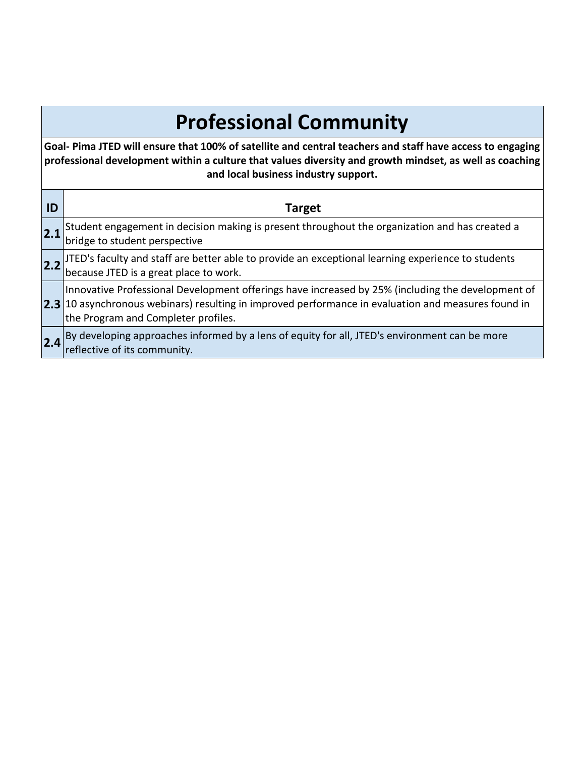# Professional Community

**Goal- Pima JTED will ensure that 100% of satellite and central teachers and staff have access to engaging professional development within a culture that values diversity and growth mindset, as well as coaching and local business industry support.**

| ID | Target |
|---|---|
| **2.1** | Student engagement in decision making is present throughout the organization and has created a bridge to student perspective |
| **2.2** | JTED's faculty and staff are better able to provide an exceptional learning experience to students because JTED is a great place to work. |
| **2.3** | Innovative Professional Development offerings have increased by 25% (including the development of 10 asynchronous webinars) resulting in improved performance in evaluation and measures found in the Program and Completer profiles. |
| **2.4** | By developing approaches informed by a lens of equity for all, JTED's environment can be more reflective of its community. |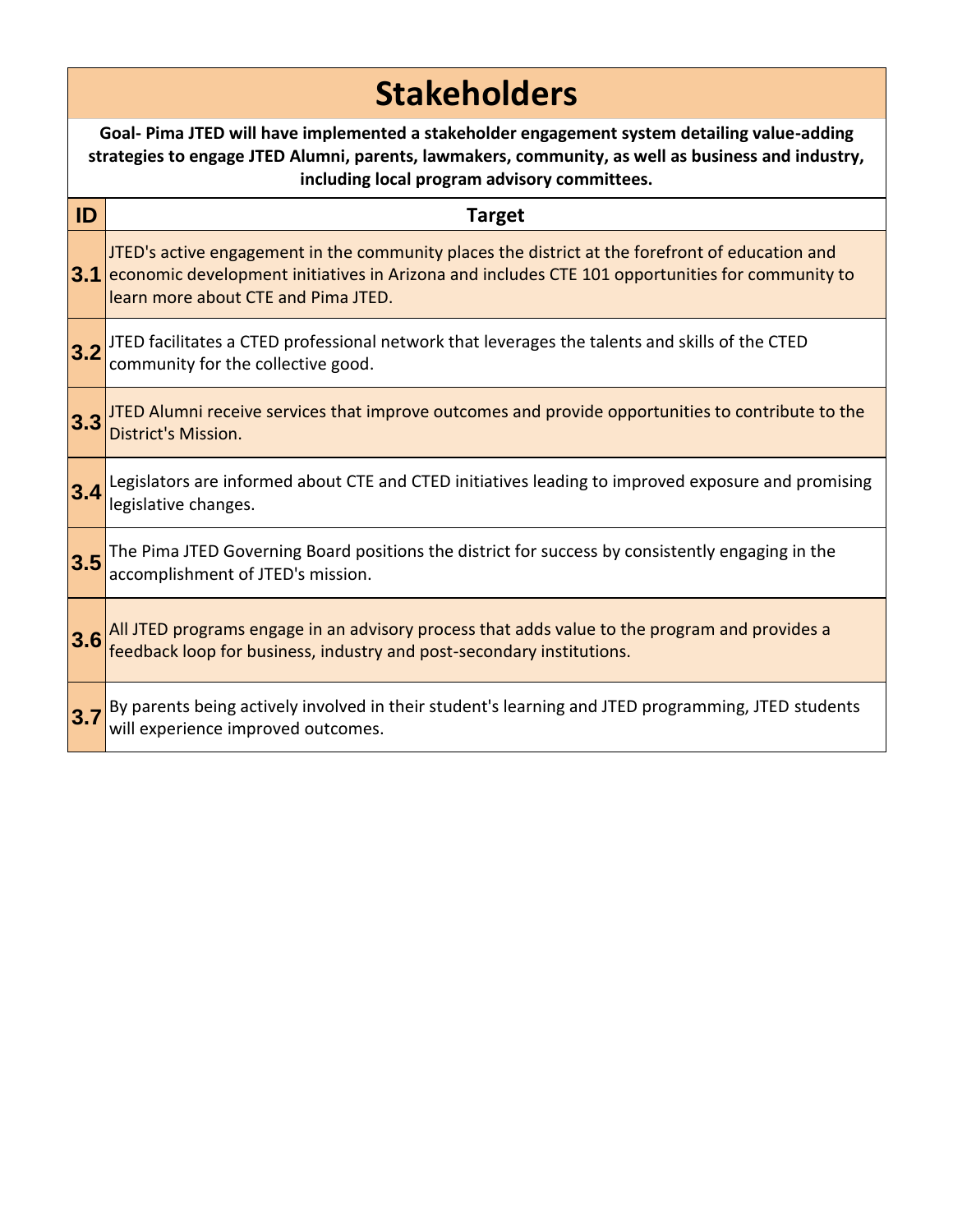# Stakeholders

**Goal- Pima JTED will have implemented a stakeholder engagement system detailing value-adding strategies to engage JTED Alumni, parents, lawmakers, community, as well as business and industry, including local program advisory committees.**

| ID | Target |
|---|---|
| **3.1** | JTED's active engagement in the community places the district at the forefront of education and economic development initiatives in Arizona and includes CTE 101 opportunities for community to learn more about CTE and Pima JTED. |
| **3.2** | JTED facilitates a CTED professional network that leverages the talents and skills of the CTED community for the collective good. |
| **3.3** | JTED Alumni receive services that improve outcomes and provide opportunities to contribute to the District's Mission. |
| **3.4** | Legislators are informed about CTE and CTED initiatives leading to improved exposure and promising legislative changes. |
| **3.5** | The Pima JTED Governing Board positions the district for success by consistently engaging in the accomplishment of JTED's mission. |
| **3.6** | All JTED programs engage in an advisory process that adds value to the program and provides a feedback loop for business, industry and post-secondary institutions. |
| **3.7** | By parents being actively involved in their student's learning and JTED programming, JTED students will experience improved outcomes. |